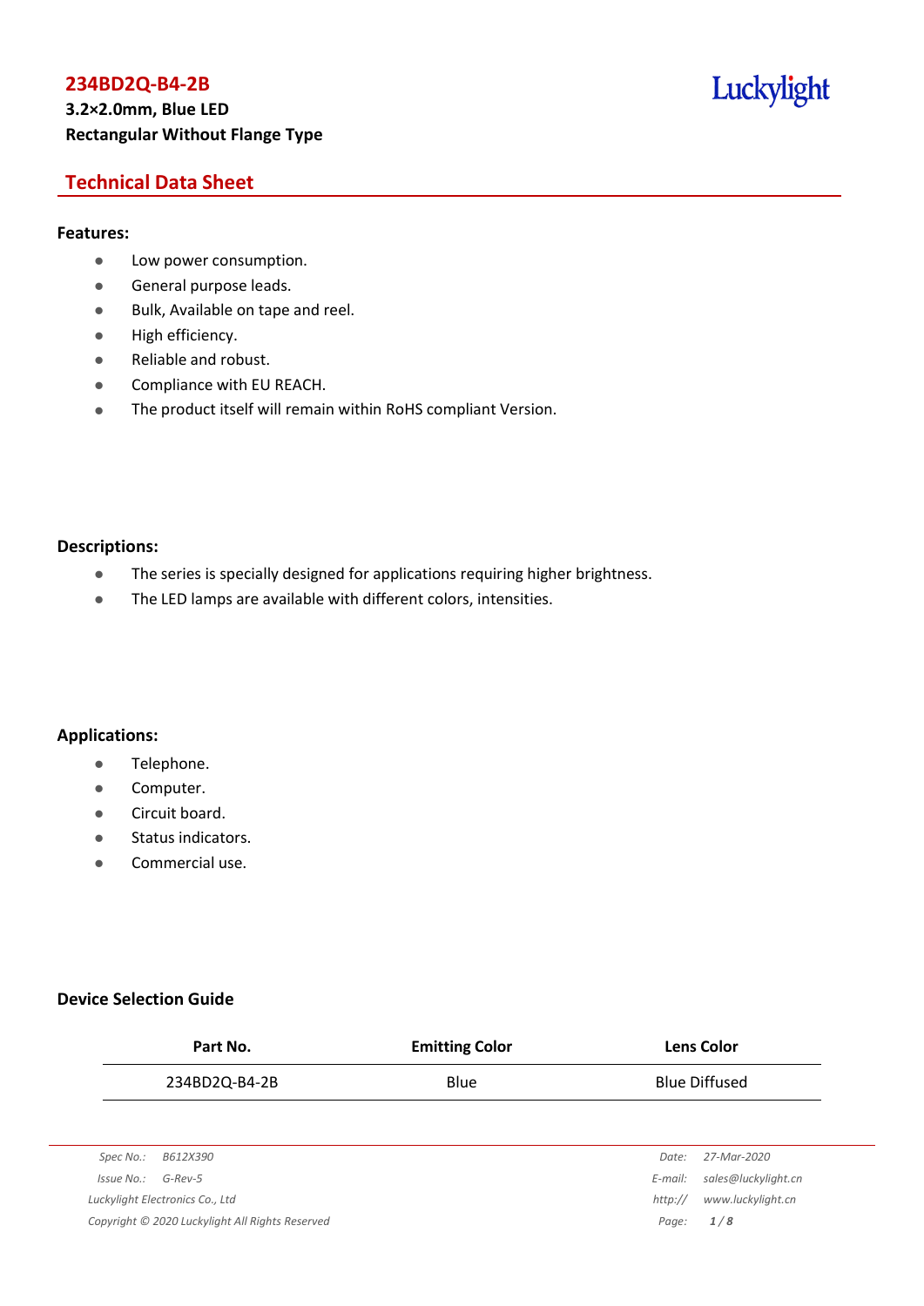# 234BD2Q-B4-2B

**3.2×2.0mm, Blue LED**

**Rectangular Without Flange Type**

Luckylight

## Technical Data Sheet

### Features:

- Low power consumption.
- General purpose leads.
- Bulk, Available on tape and reel.
- High efficiency.
- Reliable and robust.
- Compliance with EU REACH.
- The product itself will remain within RoHS compliant Version.

### Descriptions:

- The series is specially designed for applications requiring higher brightness.
- The LED lamps are available with different colors, intensities.

### Applications:

- Telephone.
- Computer.
- Circuit board.
- Status indicators.
- Commercial use.

### Device Selection Guide

| Part No. | Emitting Color | Lens Color |
|---|---|---|
| 234BD2Q-B4-2B | Blue | Blue Diffused |

Spec No.: B612X390
Issue No.: G-Rev-5
Luckylight Electronics Co., Ltd
Copyright © 2020 Luckylight All Rights Reserved

Date: 27-Mar-2020
E-mail: sales@luckylight.cn
http:// www.luckylight.cn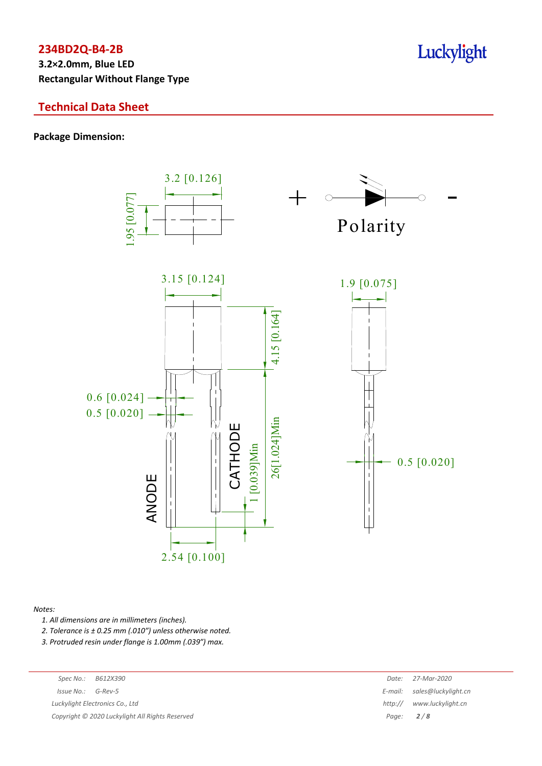**234BD2Q-B4-2B**

**3.2×2.0mm, Blue LED**

**Rectangular Without Flange Type**

## Technical Data Sheet

**Package Dimension:**

3.2 [0.126]
1.95 [0.077]
Polarity
3.15 [0.124]
1.9 [0.075]
4.15 [0.164]
0.6 [0.024]
0.5 [0.020]
CATHODE
ANODE
1 [0.039]Min
26[1.024]Min
0.5 [0.020]
2.54 [0.100]

*Notes:*

1. *All dimensions are in millimeters (inches).*
2. *Tolerance is ± 0.25 mm (.010") unless otherwise noted.*
3. *Protruded resin under flange is 1.00mm (.039") max.*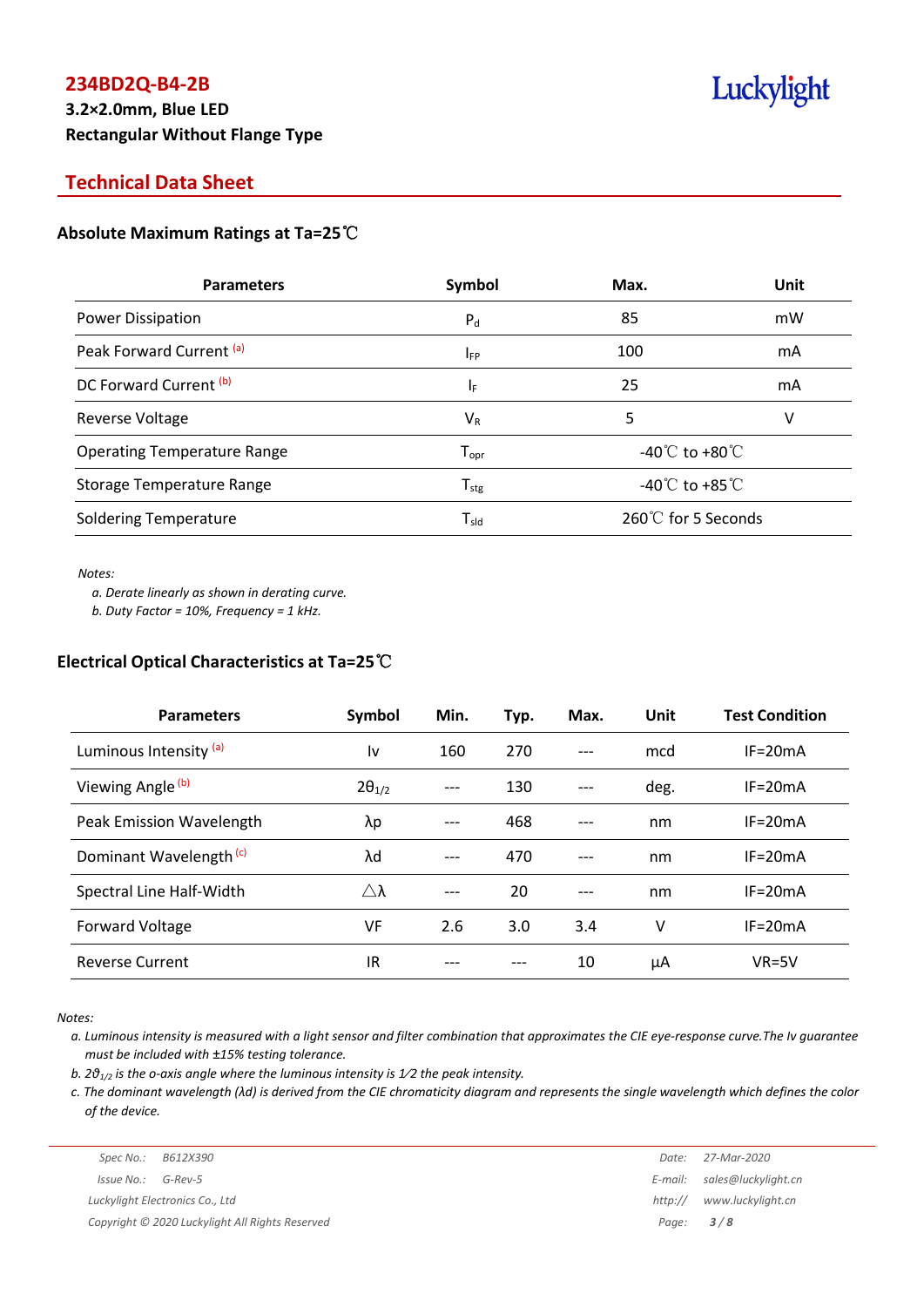# 234BD2Q-B4-2B

**3.2×2.0mm, Blue LED**

**Rectangular Without Flange Type**

## Technical Data Sheet

### Absolute Maximum Ratings at Ta=25℃

| Parameters | Symbol | Max. | Unit |
|---|---|---|---|
| Power Dissipation | $P_d$ | 85 | mW |
| Peak Forward Current [(a)] | $I_{FP}$ | 100 | mA |
| DC Forward Current [(b)] | $I_F$ | 25 | mA |
| Reverse Voltage | $V_R$ | 5 | V |
| Operating Temperature Range | $T_{opr}$ | -40℃ to +80℃ | |
| Storage Temperature Range | $T_{stg}$ | -40℃ to +85℃ | |
| Soldering Temperature | $T_{sld}$ | 260℃ for 5 Seconds | |

*Notes:*

*a. Derate linearly as shown in derating curve.*

*b. Duty Factor = 10%, Frequency = 1 kHz.*

### Electrical Optical Characteristics at Ta=25℃

| Parameters | Symbol | Min. | Typ. | Max. | Unit | Test Condition |
|---|---|---|---|---|---|---|
| Luminous Intensity [(a)] | Iv | 160 | 270 | --- | mcd | IF=20mA |
| Viewing Angle [(b)] | $2\theta_{1/2}$ | --- | 130 | --- | deg. | IF=20mA |
| Peak Emission Wavelength | λp | --- | 468 | --- | nm | IF=20mA |
| Dominant Wavelength [(c)] | λd | --- | 470 | --- | nm | IF=20mA |
| Spectral Line Half-Width | △λ | --- | 20 | --- | nm | IF=20mA |
| Forward Voltage | VF | 2.6 | 3.0 | 3.4 | V | IF=20mA |
| Reverse Current | IR | --- | --- | 10 | μA | VR=5V |

*Notes:*

*a. Luminous intensity is measured with a light sensor and filter combination that approximates the CIE eye-response curve.The Iv guarantee must be included with ±15% testing tolerance.*

*b. $2\vartheta_{1/2}$ is the o-axis angle where the luminous intensity is 1⁄2 the peak intensity.*

*c. The dominant wavelength (λd) is derived from the CIE chromaticity diagram and represents the single wavelength which defines the color of the device.*

*Spec No.: B612X390*
*Issue No.: G-Rev-5*
*Luckylight Electronics Co., Ltd*
*Copyright © 2020 Luckylight All Rights Reserved*

*Date: 27-Mar-2020*
*E-mail: sales@luckylight.cn*
*http:// www.luckylight.cn*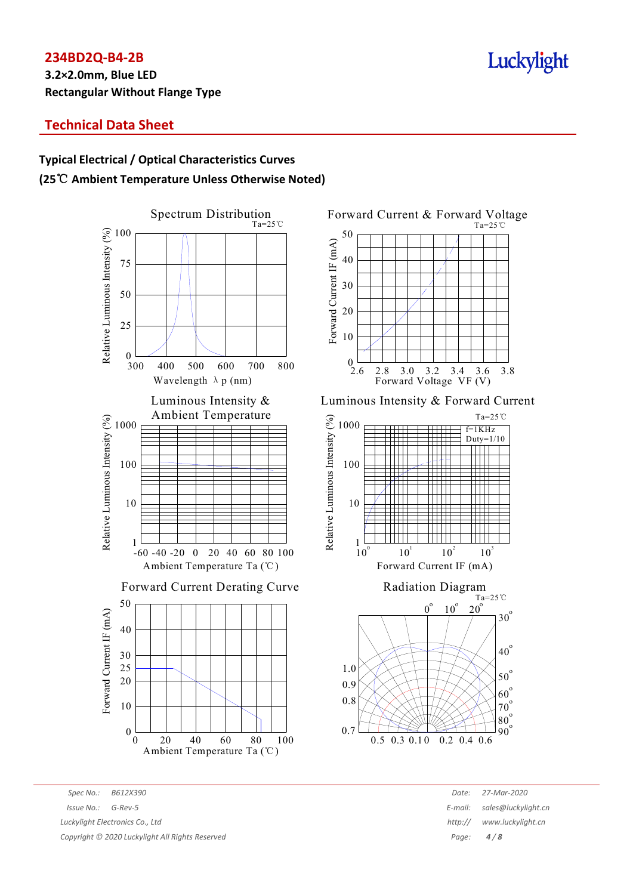## 234BD2Q-B4-2B

**3.2×2.0mm, Blue LED**

**Rectangular Without Flange Type**

## Technical Data Sheet

### Typical Electrical / Optical Characteristics Curves

### (25℃ Ambient Temperature Unless Otherwise Noted)

Spectrum Distribution
Ta=25℃
Relative Luminous Intensity (%)
100
75
50
25
0
300 400 500 600 700 800
Wavelength λ p (nm)

Forward Current & Forward Voltage
Ta=25℃
Forward Current IF (mA)
50
40
30
20
10
0
2.6 2.8 3.0 3.2 3.4 3.6 3.8
Forward Voltage VF (V)

Luminous Intensity & Ambient Temperature
Relative Luminous Intensity (%)
1000
100
10
1
-60 -40 -20 0 20 40 60 80 100
Ambient Temperature Ta (℃)

Luminous Intensity & Forward Current
Ta=25℃
f=1KHz
Duty=1/10
Relative Luminous Intensity (%)
1000
100
10
1
$10^0$ $10^1$ $10^2$ $10^3$
Forward Current IF (mA)

Forward Current Derating Curve
Forward Current IF (mA)
50
40
30
25
20
10
0
0 20 40 60 80 100
Ambient Temperature Ta (℃)

Radiation Diagram
Ta=25℃
0° 10° 20° 30° 40° 50° 60° 70° 80° 90°
1.0
0.9
0.8
0.7
0.5 0.3 0.1 0 0.2 0.4 0.6

Spec No.: B612X390
Issue No.: G-Rev-5
Luckylight Electronics Co., Ltd
Copyright © 2020 Luckylight All Rights Reserved

Date: 27-Mar-2020
E-mail: sales@luckylight.cn
http:// www.luckylight.cn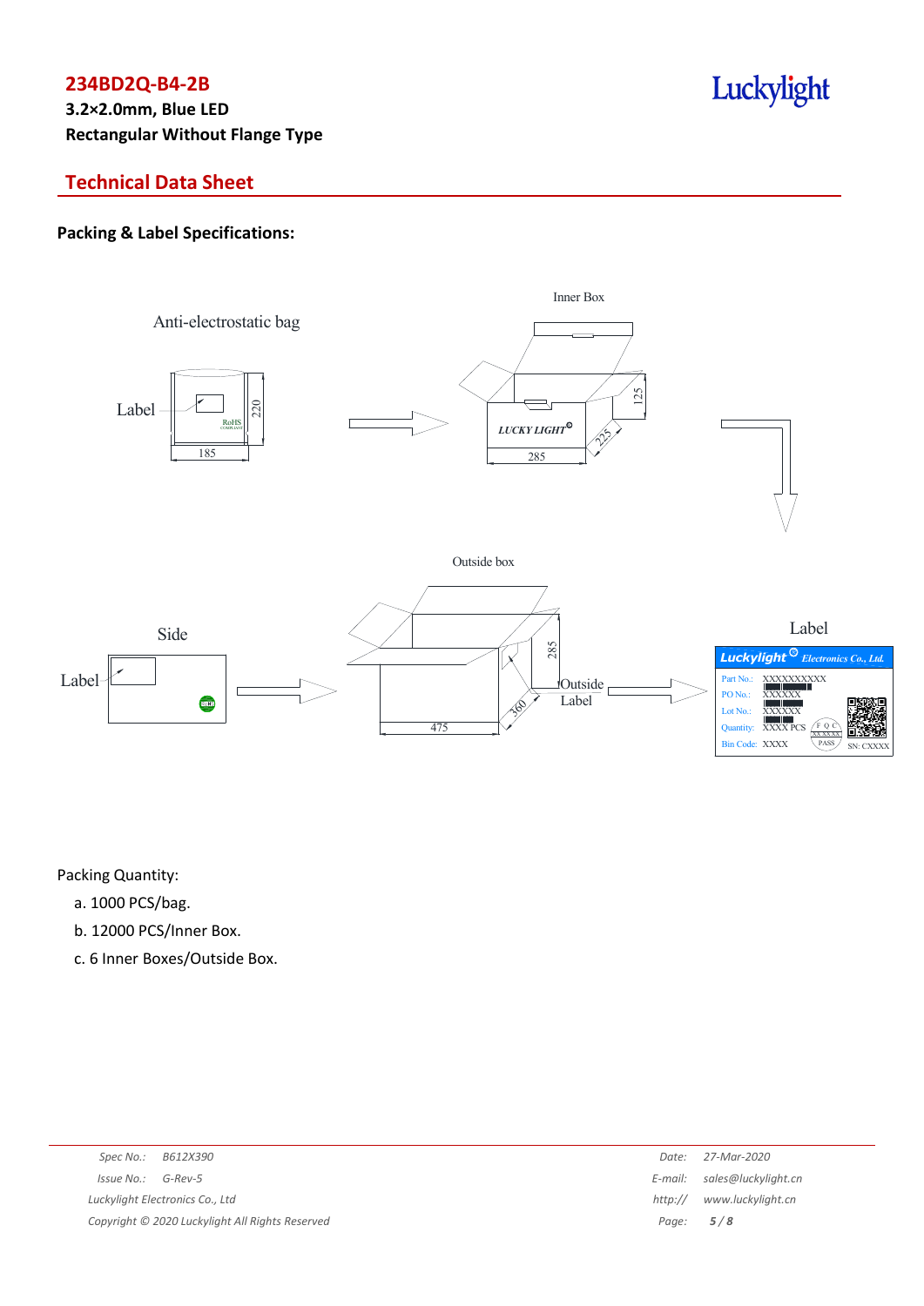# 234BD2Q-B4-2B

**3.2×2.0mm, Blue LED**

**Rectangular Without Flange Type**

## Technical Data Sheet

**Packing & Label Specifications:**

Anti-electrostatic bag

Label

RoHS

220

185

Inner Box

LUCKY LIGHT

125

225

285

Outside box

Side

Label

285

360

475

Outside Label

Label

Luckylight Electronics Co., Ltd.

Part No.: XXXXXXXXXX

PO No.: XXXXXX

Lot No.: XXXXXX

Quantity: XXXX PCS

Bin Code: XXXX

F Q C XXXXXX PASS

SN: CXXXX

Packing Quantity:

a. 1000 PCS/bag.

b. 12000 PCS/Inner Box.

c. 6 Inner Boxes/Outside Box.

*Spec No.: B612X390*

*Issue No.: G-Rev-5*

*Luckylight Electronics Co., Ltd*

*Copyright © 2020 Luckylight All Rights Reserved*

*Date: 27-Mar-2020*

*E-mail: sales@luckylight.cn*

*http:// www.luckylight.cn*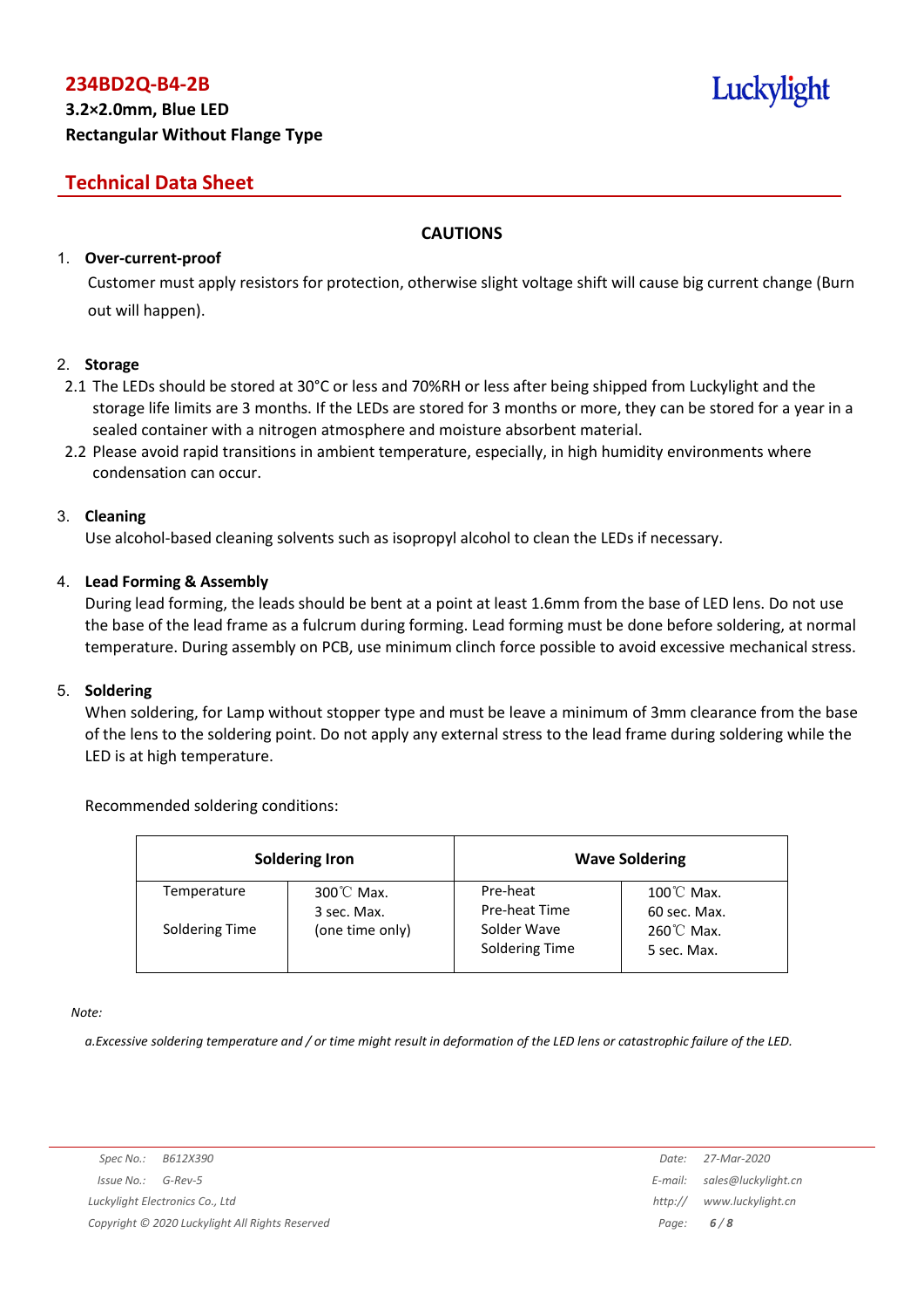## CAUTIONS

1. **Over-current-proof**

   Customer must apply resistors for protection, otherwise slight voltage shift will cause big current change (Burn out will happen).

2. **Storage**

   2.1 The LEDs should be stored at 30°C or less and 70%RH or less after being shipped from Luckylight and the storage life limits are 3 months. If the LEDs are stored for 3 months or more, they can be stored for a year in a sealed container with a nitrogen atmosphere and moisture absorbent material.

   2.2 Please avoid rapid transitions in ambient temperature, especially, in high humidity environments where condensation can occur.

3. **Cleaning**

   Use alcohol-based cleaning solvents such as isopropyl alcohol to clean the LEDs if necessary.

4. **Lead Forming & Assembly**

   During lead forming, the leads should be bent at a point at least 1.6mm from the base of LED lens. Do not use the base of the lead frame as a fulcrum during forming. Lead forming must be done before soldering, at normal temperature. During assembly on PCB, use minimum clinch force possible to avoid excessive mechanical stress.

5. **Soldering**

   When soldering, for Lamp without stopper type and must be leave a minimum of 3mm clearance from the base of the lens to the soldering point. Do not apply any external stress to the lead frame during soldering while the LED is at high temperature.

   Recommended soldering conditions:

| Soldering Iron | | Wave Soldering | |
|---|---|---|---|
| Temperature<br>Soldering Time | 300℃ Max.<br>3 sec. Max.<br>(one time only) | Pre-heat<br>Pre-heat Time<br>Solder Wave<br>Soldering Time | 100℃ Max.<br>60 sec. Max.<br>260℃ Max.<br>5 sec. Max. |

*Note:*

*a.Excessive soldering temperature and / or time might result in deformation of the LED lens or catastrophic failure of the LED.*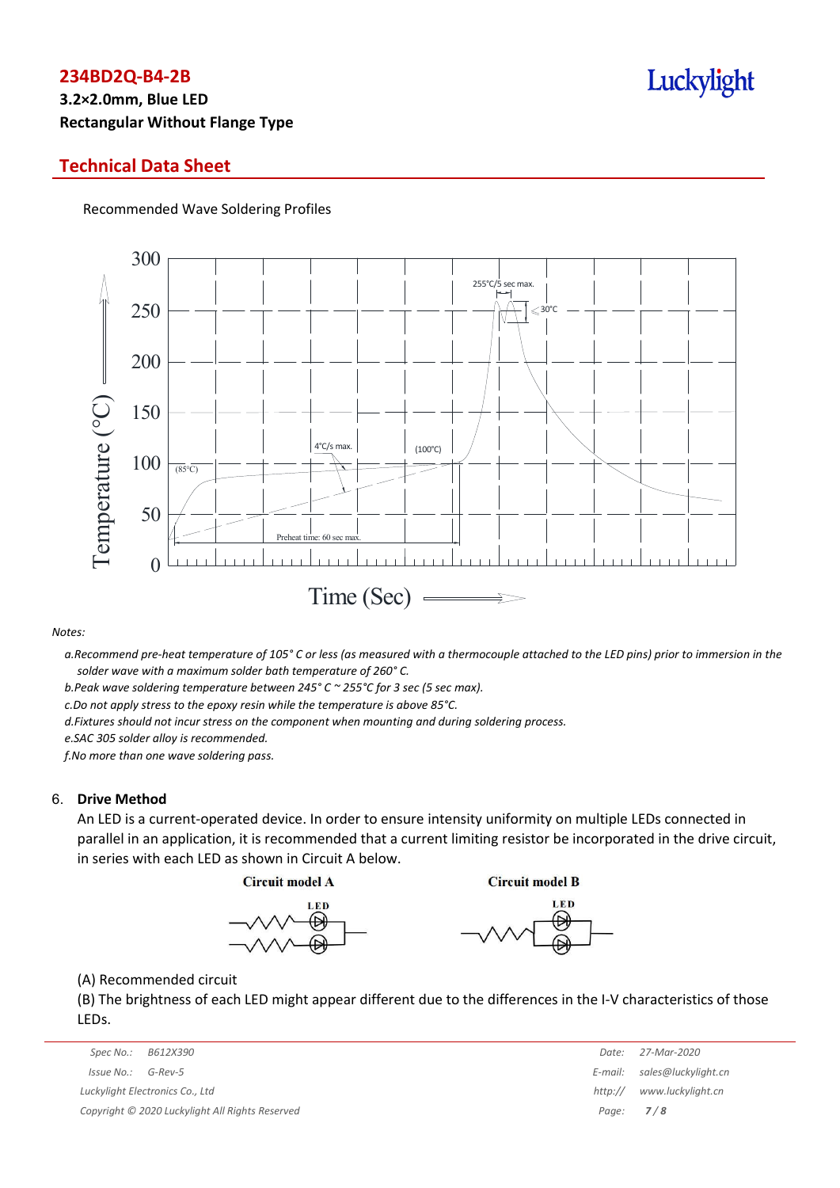**234BD2Q-B4-2B**

**3.2×2.0mm, Blue LED**

**Rectangular Without Flange Type**

## Technical Data Sheet

Recommended Wave Soldering Profiles

300
250
200
150
100
50
0
Temperature (°C)
Time (Sec)
255°C/5 sec max.
30°C
4°C/s max.
(100°C)
(85°C)
Preheat time: 60 sec max.

*Notes:*

*a.Recommend pre-heat temperature of 105° C or less (as measured with a thermocouple attached to the LED pins) prior to immersion in the solder wave with a maximum solder bath temperature of 260° C.*

*b.Peak wave soldering temperature between 245° C ~ 255°C for 3 sec (5 sec max).*

*c.Do not apply stress to the epoxy resin while the temperature is above 85°C.*

*d.Fixtures should not incur stress on the component when mounting and during soldering process.*

*e.SAC 305 solder alloy is recommended.*

*f.No more than one wave soldering pass.*

## 6. Drive Method

An LED is a current-operated device. In order to ensure intensity uniformity on multiple LEDs connected in parallel in an application, it is recommended that a current limiting resistor be incorporated in the drive circuit, in series with each LED as shown in Circuit A below.

Circuit model A

LED

Circuit model B

LED

(A) Recommended circuit

(B) The brightness of each LED might appear different due to the differences in the I-V characteristics of those LEDs.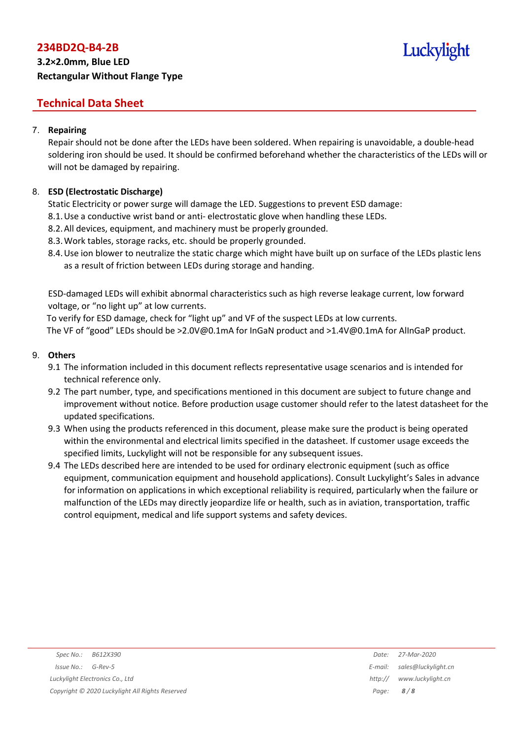7. **Repairing**

   Repair should not be done after the LEDs have been soldered. When repairing is unavoidable, a double-head soldering iron should be used. It should be confirmed beforehand whether the characteristics of the LEDs will or will not be damaged by repairing.

8. **ESD (Electrostatic Discharge)**

   Static Electricity or power surge will damage the LED. Suggestions to prevent ESD damage:

   8.1. Use a conductive wrist band or anti- electrostatic glove when handling these LEDs.

   8.2. All devices, equipment, and machinery must be properly grounded.

   8.3. Work tables, storage racks, etc. should be properly grounded.

   8.4. Use ion blower to neutralize the static charge which might have built up on surface of the LEDs plastic lens as a result of friction between LEDs during storage and handing.

   ESD-damaged LEDs will exhibit abnormal characteristics such as high reverse leakage current, low forward voltage, or "no light up" at low currents.

   To verify for ESD damage, check for "light up" and VF of the suspect LEDs at low currents.

   The VF of "good" LEDs should be >2.0V@0.1mA for InGaN product and >1.4V@0.1mA for AlInGaP product.

9. **Others**

   9.1 The information included in this document reflects representative usage scenarios and is intended for technical reference only.

   9.2 The part number, type, and specifications mentioned in this document are subject to future change and improvement without notice. Before production usage customer should refer to the latest datasheet for the updated specifications.

   9.3 When using the products referenced in this document, please make sure the product is being operated within the environmental and electrical limits specified in the datasheet. If customer usage exceeds the specified limits, Luckylight will not be responsible for any subsequent issues.

   9.4 The LEDs described here are intended to be used for ordinary electronic equipment (such as office equipment, communication equipment and household applications). Consult Luckylight's Sales in advance for information on applications in which exceptional reliability is required, particularly when the failure or malfunction of the LEDs may directly jeopardize life or health, such as in aviation, transportation, traffic control equipment, medical and life support systems and safety devices.